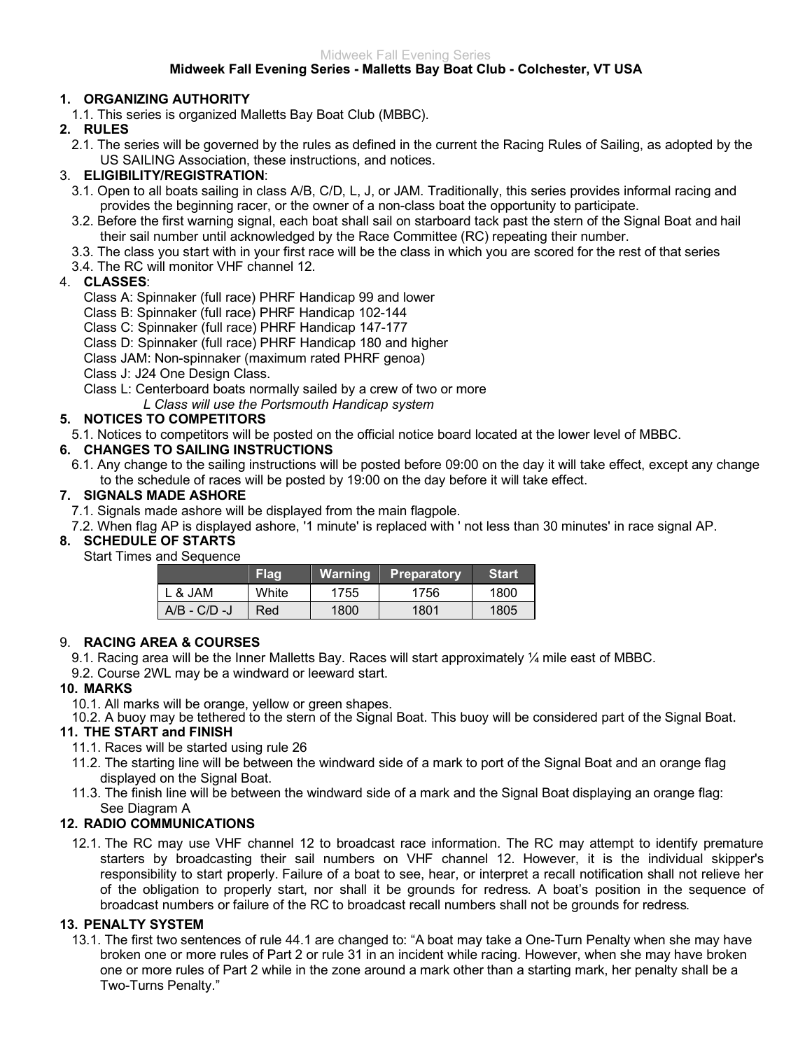## Midweek Fall Evening Series - Malletts Bay Boat Club - Colchester, VT USA

### 1. ORGANIZING AUTHORITY

1.1. This series is organized Malletts Bay Boat Club (MBBC).

### 2. RULES

2.1. The series will be governed by the rules as defined in the current the Racing Rules of Sailing, as adopted by the US SAILING Association, these instructions, and notices.

### 3. ELIGIBILITY/REGISTRATION:

3.1. Open to all boats sailing in class A/B, C/D, L, J, or JAM. Traditionally, this series provides informal racing and provides the beginning racer, or the owner of a non-class boat the opportunity to participate.

3.2. Before the first warning signal, each boat shall sail on starboard tack past the stern of the Signal Boat and hail their sail number until acknowledged by the Race Committee (RC) repeating their number.

3.3. The class you start with in your first race will be the class in which you are scored for the rest of that series

3.4. The RC will monitor VHF channel 12.

### 4. CLASSES:

Class A: Spinnaker (full race) PHRF Handicap 99 and lower
Class B: Spinnaker (full race) PHRF Handicap 102-144
Class C: Spinnaker (full race) PHRF Handicap 147-177
Class D: Spinnaker (full race) PHRF Handicap 180 and higher
Class JAM: Non-spinnaker (maximum rated PHRF genoa)
Class J: J24 One Design Class.
Class L: Centerboard boats normally sailed by a crew of two or more
*L Class will use the Portsmouth Handicap system*

### 5. NOTICES TO COMPETITORS

5.1. Notices to competitors will be posted on the official notice board located at the lower level of MBBC.

### 6. CHANGES TO SAILING INSTRUCTIONS

6.1. Any change to the sailing instructions will be posted before 09:00 on the day it will take effect, except any change to the schedule of races will be posted by 19:00 on the day before it will take effect.

### 7. SIGNALS MADE ASHORE

7.1. Signals made ashore will be displayed from the main flagpole.

7.2. When flag AP is displayed ashore, '1 minute' is replaced with ' not less than 30 minutes' in race signal AP.

### 8. SCHEDULE OF STARTS

Start Times and Sequence

| | Flag | Warning | Preparatory | Start |
|---|---|---|---|---|
| L & JAM | White | 1755 | 1756 | 1800 |
| A/B - C/D -J | Red | 1800 | 1801 | 1805 |

### 9. RACING AREA & COURSES

9.1. Racing area will be the Inner Malletts Bay. Races will start approximately ¼ mile east of MBBC.

9.2. Course 2WL may be a windward or leeward start.

### 10. MARKS

10.1. All marks will be orange, yellow or green shapes.

10.2. A buoy may be tethered to the stern of the Signal Boat. This buoy will be considered part of the Signal Boat.

### 11. THE START and FINISH

11.1. Races will be started using rule 26

11.2. The starting line will be between the windward side of a mark to port of the Signal Boat and an orange flag displayed on the Signal Boat.

11.3. The finish line will be between the windward side of a mark and the Signal Boat displaying an orange flag: See Diagram A

### 12. RADIO COMMUNICATIONS

12.1. The RC may use VHF channel 12 to broadcast race information. The RC may attempt to identify premature starters by broadcasting their sail numbers on VHF channel 12. However, it is the individual skipper's responsibility to start properly. Failure of a boat to see, hear, or interpret a recall notification shall not relieve her of the obligation to properly start, nor shall it be grounds for redress. A boat's position in the sequence of broadcast numbers or failure of the RC to broadcast recall numbers shall not be grounds for redress.

### 13. PENALTY SYSTEM

13.1. The first two sentences of rule 44.1 are changed to: "A boat may take a One-Turn Penalty when she may have broken one or more rules of Part 2 or rule 31 in an incident while racing. However, when she may have broken one or more rules of Part 2 while in the zone around a mark other than a starting mark, her penalty shall be a Two-Turns Penalty."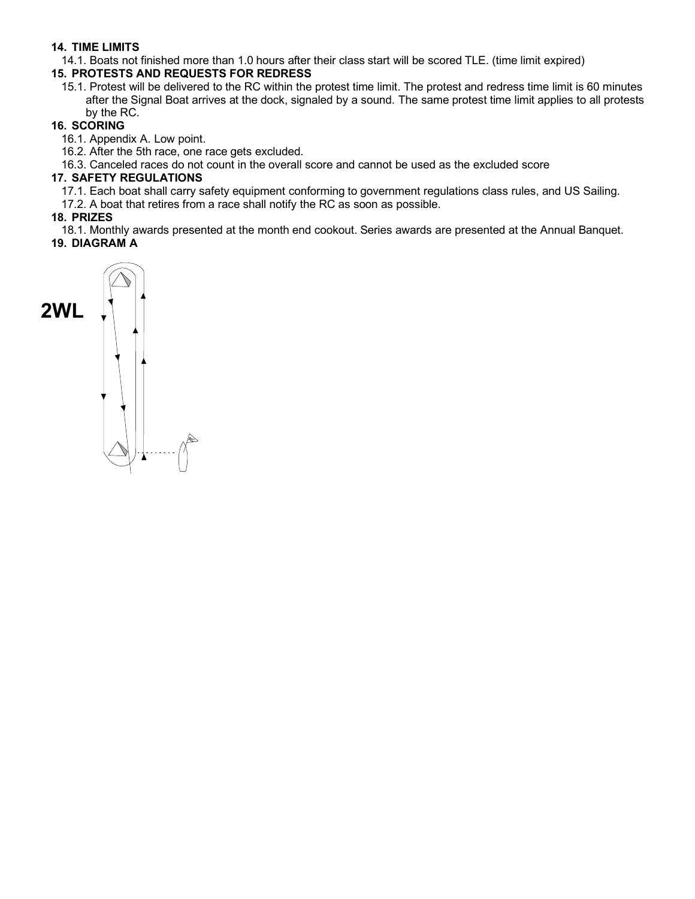**14. TIME LIMITS**

14.1. Boats not finished more than 1.0 hours after their class start will be scored TLE. (time limit expired)

**15. PROTESTS AND REQUESTS FOR REDRESS**

15.1. Protest will be delivered to the RC within the protest time limit. The protest and redress time limit is 60 minutes after the Signal Boat arrives at the dock, signaled by a sound. The same protest time limit applies to all protests by the RC.

**16. SCORING**

16.1. Appendix A. Low point.

16.2. After the 5th race, one race gets excluded.

16.3. Canceled races do not count in the overall score and cannot be used as the excluded score

**17. SAFETY REGULATIONS**

17.1. Each boat shall carry safety equipment conforming to government regulations class rules, and US Sailing.

17.2. A boat that retires from a race shall notify the RC as soon as possible.

**18. PRIZES**

18.1. Monthly awards presented at the month end cookout. Series awards are presented at the Annual Banquet.

**19. DIAGRAM A**

2WL

RC